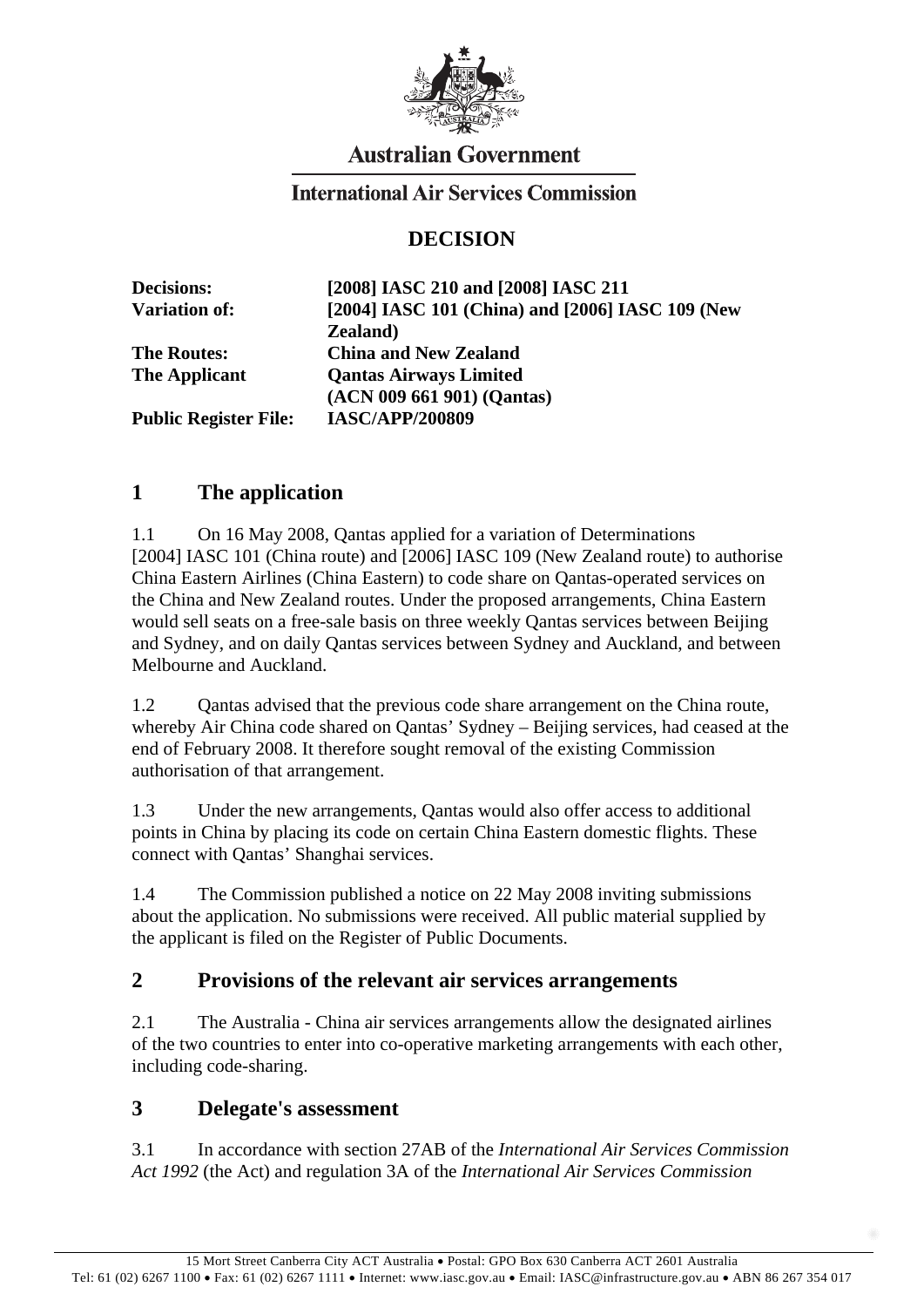Australian Government

International Air Services Commission

# DECISION

| | |
|---|---|
| **Decisions:** | **[2008] IASC 210 and [2008] IASC 211** |
| **Variation of:** | **[2004] IASC 101 (China) and [2006] IASC 109 (New Zealand)** |
| **The Routes:** | **China and New Zealand** |
| **The Applicant** | **Qantas Airways Limited (ACN 009 661 901) (Qantas)** |
| **Public Register File:** | **IASC/APP/200809** |

## 1 The application

1.1 On 16 May 2008, Qantas applied for a variation of Determinations [2004] IASC 101 (China route) and [2006] IASC 109 (New Zealand route) to authorise China Eastern Airlines (China Eastern) to code share on Qantas-operated services on the China and New Zealand routes. Under the proposed arrangements, China Eastern would sell seats on a free-sale basis on three weekly Qantas services between Beijing and Sydney, and on daily Qantas services between Sydney and Auckland, and between Melbourne and Auckland.

1.2 Qantas advised that the previous code share arrangement on the China route, whereby Air China code shared on Qantas' Sydney – Beijing services, had ceased at the end of February 2008. It therefore sought removal of the existing Commission authorisation of that arrangement.

1.3 Under the new arrangements, Qantas would also offer access to additional points in China by placing its code on certain China Eastern domestic flights. These connect with Qantas' Shanghai services.

1.4 The Commission published a notice on 22 May 2008 inviting submissions about the application. No submissions were received. All public material supplied by the applicant is filed on the Register of Public Documents.

## 2 Provisions of the relevant air services arrangements

2.1 The Australia - China air services arrangements allow the designated airlines of the two countries to enter into co-operative marketing arrangements with each other, including code-sharing.

## 3 Delegate's assessment

3.1 In accordance with section 27AB of the *International Air Services Commission Act 1992* (the Act) and regulation 3A of the *International Air Services Commission*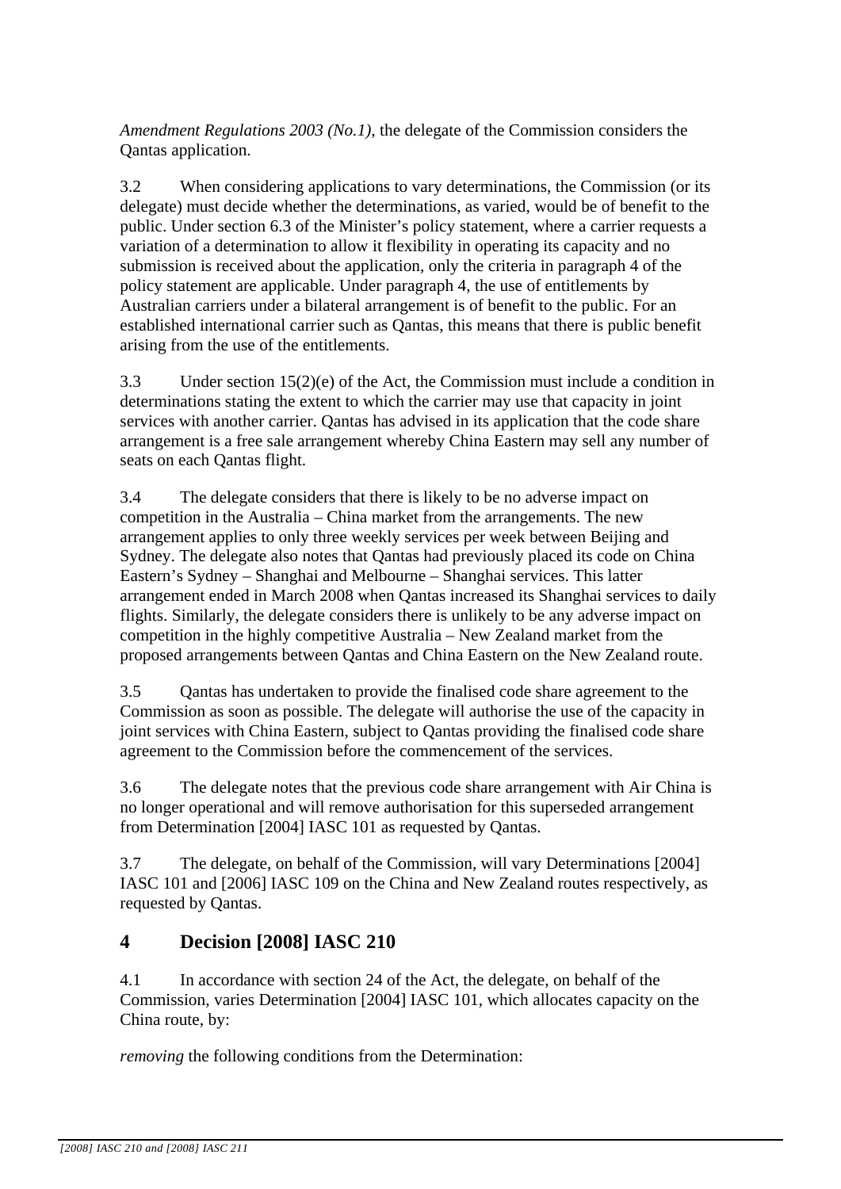*Amendment Regulations 2003 (No.1)*, the delegate of the Commission considers the Qantas application.

3.2 When considering applications to vary determinations, the Commission (or its delegate) must decide whether the determinations, as varied, would be of benefit to the public. Under section 6.3 of the Minister's policy statement, where a carrier requests a variation of a determination to allow it flexibility in operating its capacity and no submission is received about the application, only the criteria in paragraph 4 of the policy statement are applicable. Under paragraph 4, the use of entitlements by Australian carriers under a bilateral arrangement is of benefit to the public. For an established international carrier such as Qantas, this means that there is public benefit arising from the use of the entitlements.

3.3 Under section 15(2)(e) of the Act, the Commission must include a condition in determinations stating the extent to which the carrier may use that capacity in joint services with another carrier. Qantas has advised in its application that the code share arrangement is a free sale arrangement whereby China Eastern may sell any number of seats on each Qantas flight.

3.4 The delegate considers that there is likely to be no adverse impact on competition in the Australia – China market from the arrangements. The new arrangement applies to only three weekly services per week between Beijing and Sydney. The delegate also notes that Qantas had previously placed its code on China Eastern's Sydney – Shanghai and Melbourne – Shanghai services. This latter arrangement ended in March 2008 when Qantas increased its Shanghai services to daily flights. Similarly, the delegate considers there is unlikely to be any adverse impact on competition in the highly competitive Australia – New Zealand market from the proposed arrangements between Qantas and China Eastern on the New Zealand route.

3.5 Qantas has undertaken to provide the finalised code share agreement to the Commission as soon as possible. The delegate will authorise the use of the capacity in joint services with China Eastern, subject to Qantas providing the finalised code share agreement to the Commission before the commencement of the services.

3.6 The delegate notes that the previous code share arrangement with Air China is no longer operational and will remove authorisation for this superseded arrangement from Determination [2004] IASC 101 as requested by Qantas.

3.7 The delegate, on behalf of the Commission, will vary Determinations [2004] IASC 101 and [2006] IASC 109 on the China and New Zealand routes respectively, as requested by Qantas.

## 4 Decision [2008] IASC 210

4.1 In accordance with section 24 of the Act, the delegate, on behalf of the Commission, varies Determination [2004] IASC 101, which allocates capacity on the China route, by:

*removing* the following conditions from the Determination: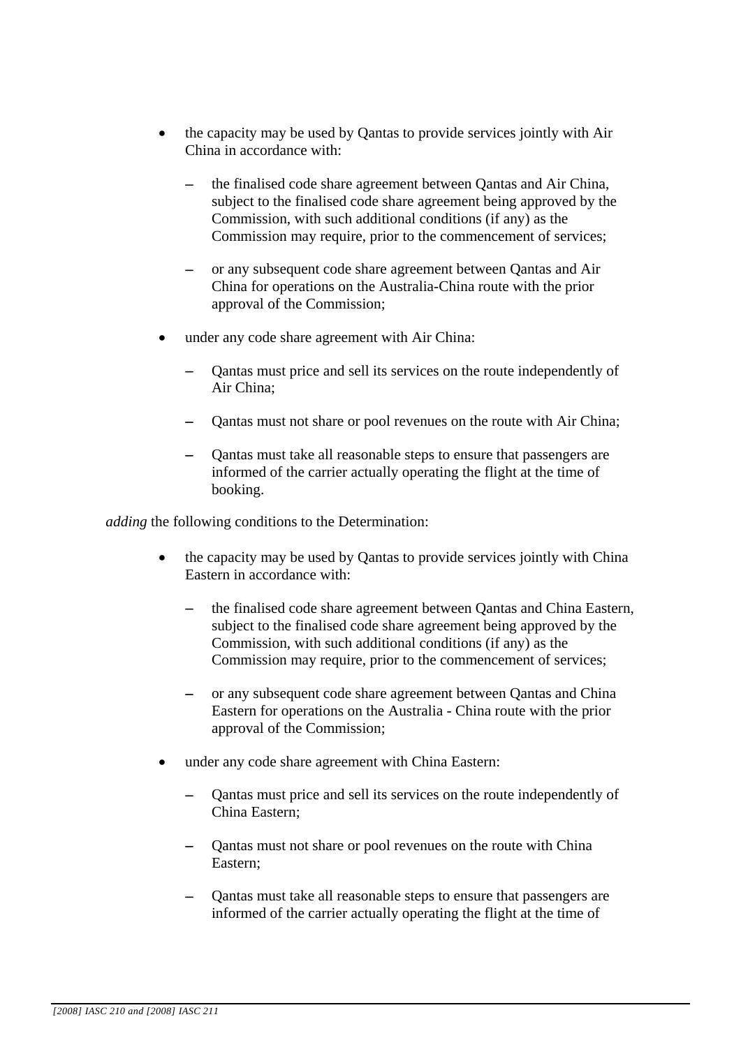- the capacity may be used by Qantas to provide services jointly with Air China in accordance with:
  - the finalised code share agreement between Qantas and Air China, subject to the finalised code share agreement being approved by the Commission, with such additional conditions (if any) as the Commission may require, prior to the commencement of services;
  - or any subsequent code share agreement between Qantas and Air China for operations on the Australia-China route with the prior approval of the Commission;
- under any code share agreement with Air China:
  - Qantas must price and sell its services on the route independently of Air China;
  - Qantas must not share or pool revenues on the route with Air China;
  - Qantas must take all reasonable steps to ensure that passengers are informed of the carrier actually operating the flight at the time of booking.

*adding* the following conditions to the Determination:

- the capacity may be used by Qantas to provide services jointly with China Eastern in accordance with:
  - the finalised code share agreement between Qantas and China Eastern, subject to the finalised code share agreement being approved by the Commission, with such additional conditions (if any) as the Commission may require, prior to the commencement of services;
  - or any subsequent code share agreement between Qantas and China Eastern for operations on the Australia - China route with the prior approval of the Commission;
- under any code share agreement with China Eastern:
  - Qantas must price and sell its services on the route independently of China Eastern;
  - Qantas must not share or pool revenues on the route with China Eastern;
  - Qantas must take all reasonable steps to ensure that passengers are informed of the carrier actually operating the flight at the time of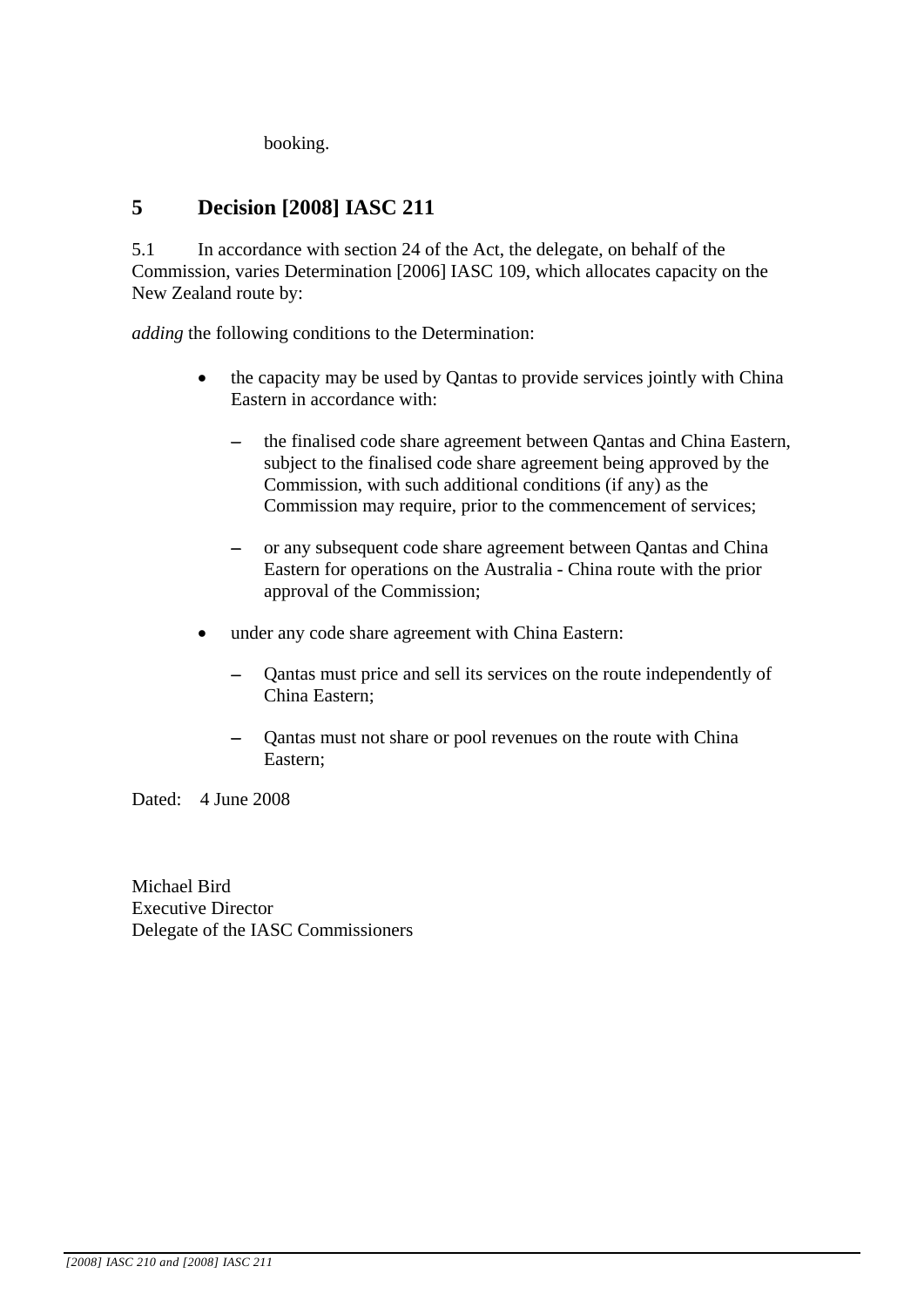booking.

## 5 Decision [2008] IASC 211

5.1 In accordance with section 24 of the Act, the delegate, on behalf of the Commission, varies Determination [2006] IASC 109, which allocates capacity on the New Zealand route by:

*adding* the following conditions to the Determination:

- the capacity may be used by Qantas to provide services jointly with China Eastern in accordance with:
  - the finalised code share agreement between Qantas and China Eastern, subject to the finalised code share agreement being approved by the Commission, with such additional conditions (if any) as the Commission may require, prior to the commencement of services;
  - or any subsequent code share agreement between Qantas and China Eastern for operations on the Australia - China route with the prior approval of the Commission;
- under any code share agreement with China Eastern:
  - Qantas must price and sell its services on the route independently of China Eastern;
  - Qantas must not share or pool revenues on the route with China Eastern;

Dated: 4 June 2008

Michael Bird
Executive Director
Delegate of the IASC Commissioners